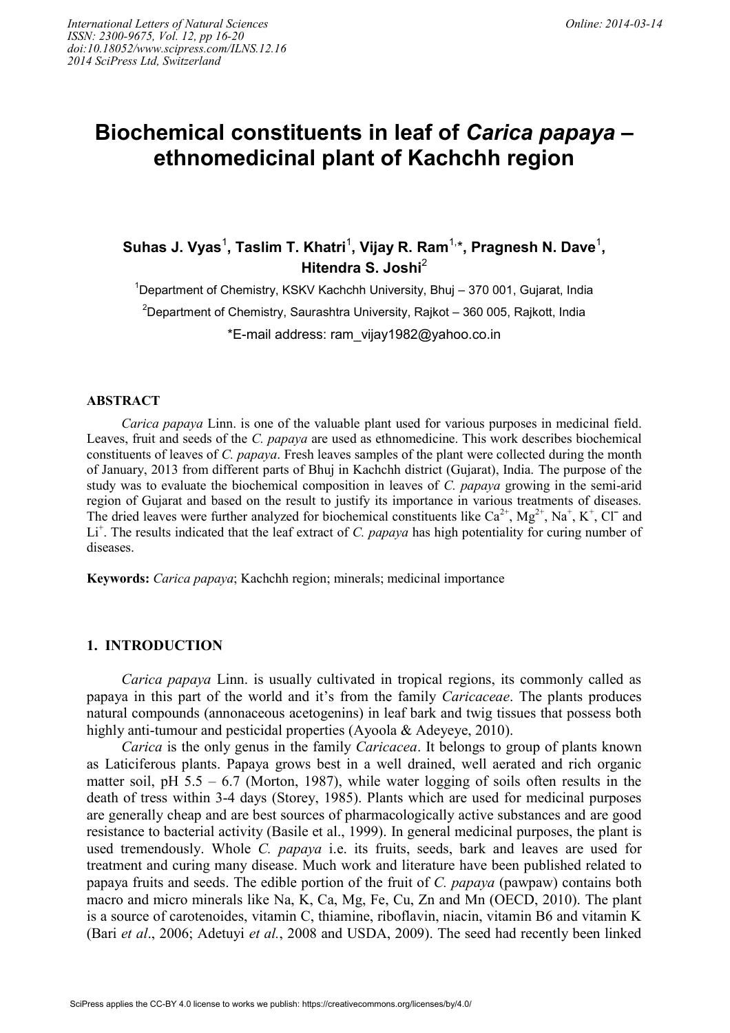# Biochemical constituents in leaf of *Carica papaya* – ethnomedicinal plant of Kachchh region

**Suhas J. Vyas[1], Taslim T. Khatri[1], Vijay R. Ram[1,*], Pragnesh N. Dave[1], Hitendra S. Joshi[2]**

[1]Department of Chemistry, KSKV Kachchh University, Bhuj – 370 001, Gujarat, India

[2]Department of Chemistry, Saurashtra University, Rajkot – 360 005, Rajkott, India

*E-mail address: ram_vijay1982@yahoo.co.in

## ABSTRACT

*Carica papaya* Linn. is one of the valuable plant used for various purposes in medicinal field. Leaves, fruit and seeds of the *C. papaya* are used as ethnomedicine. This work describes biochemical constituents of leaves of *C. papaya*. Fresh leaves samples of the plant were collected during the month of January, 2013 from different parts of Bhuj in Kachchh district (Gujarat), India. The purpose of the study was to evaluate the biochemical composition in leaves of *C. papaya* growing in the semi-arid region of Gujarat and based on the result to justify its importance in various treatments of diseases. The dried leaves were further analyzed for biochemical constituents like $Ca^{2+}$, $Mg^{2+}$, $Na^{+}$, $K^{+}$, $Cl^{-}$ and $Li^{+}$. The results indicated that the leaf extract of *C. papaya* has high potentiality for curing number of diseases.

**Keywords:** *Carica papaya*; Kachchh region; minerals; medicinal importance

## 1. INTRODUCTION

*Carica papaya* Linn. is usually cultivated in tropical regions, its commonly called as papaya in this part of the world and it's from the family *Caricaceae*. The plants produces natural compounds (annonaceous acetogenins) in leaf bark and twig tissues that possess both highly anti-tumour and pesticidal properties (Ayoola & Adeyeye, 2010).

*Carica* is the only genus in the family *Caricacea*. It belongs to group of plants known as Laticiferous plants. Papaya grows best in a well drained, well aerated and rich organic matter soil, pH 5.5 – 6.7 (Morton, 1987), while water logging of soils often results in the death of tress within 3-4 days (Storey, 1985). Plants which are used for medicinal purposes are generally cheap and are best sources of pharmacologically active substances and are good resistance to bacterial activity (Basile et al., 1999). In general medicinal purposes, the plant is used tremendously. Whole *C. papaya* i.e. its fruits, seeds, bark and leaves are used for treatment and curing many disease. Much work and literature have been published related to papaya fruits and seeds. The edible portion of the fruit of *C. papaya* (pawpaw) contains both macro and micro minerals like Na, K, Ca, Mg, Fe, Cu, Zn and Mn (OECD, 2010). The plant is a source of carotenoides, vitamin C, thiamine, riboflavin, niacin, vitamin B6 and vitamin K (Bari *et al*., 2006; Adetuyi *et al.*, 2008 and USDA, 2009). The seed had recently been linked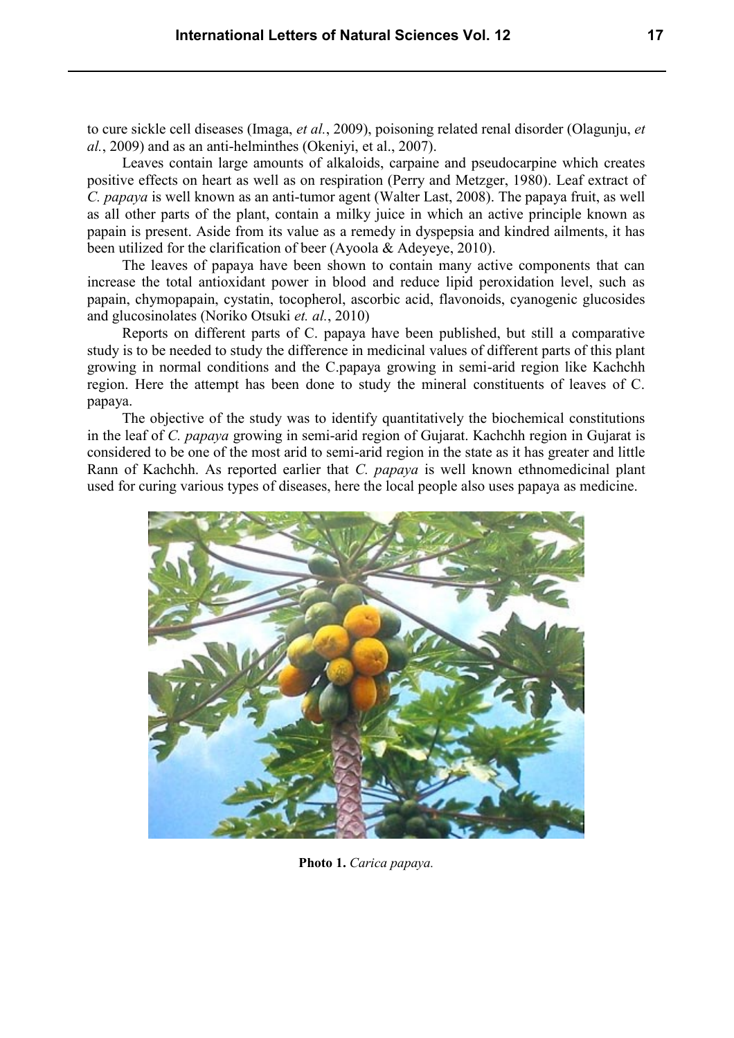to cure sickle cell diseases (Imaga, *et al.*, 2009), poisoning related renal disorder (Olagunju, *et al.*, 2009) and as an anti-helminthes (Okeniyi, et al., 2007).

Leaves contain large amounts of alkaloids, carpaine and pseudocarpine which creates positive effects on heart as well as on respiration (Perry and Metzger, 1980). Leaf extract of *C. papaya* is well known as an anti-tumor agent (Walter Last, 2008). The papaya fruit, as well as all other parts of the plant, contain a milky juice in which an active principle known as papain is present. Aside from its value as a remedy in dyspepsia and kindred ailments, it has been utilized for the clarification of beer (Ayoola & Adeyeye, 2010).

The leaves of papaya have been shown to contain many active components that can increase the total antioxidant power in blood and reduce lipid peroxidation level, such as papain, chymopapain, cystatin, tocopherol, ascorbic acid, flavonoids, cyanogenic glucosides and glucosinolates (Noriko Otsuki *et. al.*, 2010)

Reports on different parts of C. papaya have been published, but still a comparative study is to be needed to study the difference in medicinal values of different parts of this plant growing in normal conditions and the C.papaya growing in semi-arid region like Kachchh region. Here the attempt has been done to study the mineral constituents of leaves of C. papaya.

The objective of the study was to identify quantitatively the biochemical constitutions in the leaf of *C. papaya* growing in semi-arid region of Gujarat. Kachchh region in Gujarat is considered to be one of the most arid to semi-arid region in the state as it has greater and little Rann of Kachchh. As reported earlier that *C. papaya* is well known ethnomedicinal plant used for curing various types of diseases, here the local people also uses papaya as medicine.

**Photo 1.** *Carica papaya.*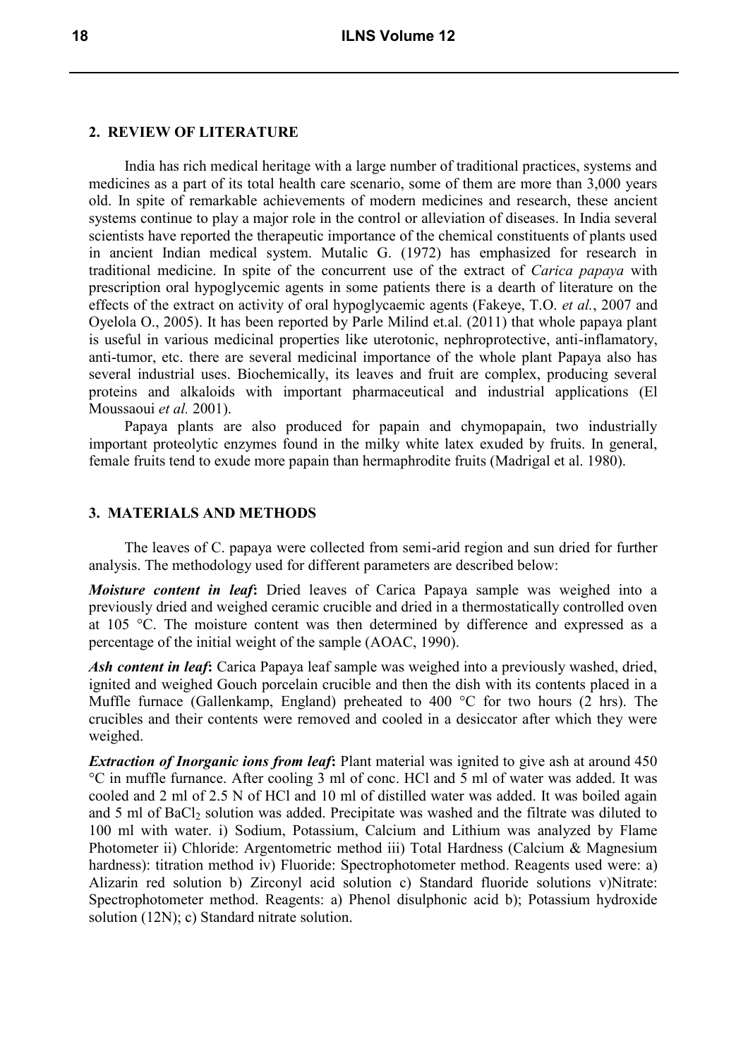## 2. REVIEW OF LITERATURE

India has rich medical heritage with a large number of traditional practices, systems and medicines as a part of its total health care scenario, some of them are more than 3,000 years old. In spite of remarkable achievements of modern medicines and research, these ancient systems continue to play a major role in the control or alleviation of diseases. In India several scientists have reported the therapeutic importance of the chemical constituents of plants used in ancient Indian medical system. Mutalic G. (1972) has emphasized for research in traditional medicine. In spite of the concurrent use of the extract of *Carica papaya* with prescription oral hypoglycemic agents in some patients there is a dearth of literature on the effects of the extract on activity of oral hypoglycaemic agents (Fakeye, T.O. *et al.*, 2007 and Oyelola O., 2005). It has been reported by Parle Milind et.al. (2011) that whole papaya plant is useful in various medicinal properties like uterotonic, nephroprotective, anti-inflamatory, anti-tumor, etc. there are several medicinal importance of the whole plant Papaya also has several industrial uses. Biochemically, its leaves and fruit are complex, producing several proteins and alkaloids with important pharmaceutical and industrial applications (El Moussaoui *et al.* 2001).

Papaya plants are also produced for papain and chymopapain, two industrially important proteolytic enzymes found in the milky white latex exuded by fruits. In general, female fruits tend to exude more papain than hermaphrodite fruits (Madrigal et al. 1980).

## 3. MATERIALS AND METHODS

The leaves of C. papaya were collected from semi-arid region and sun dried for further analysis. The methodology used for different parameters are described below:

***Moisture content in leaf*:** Dried leaves of Carica Papaya sample was weighed into a previously dried and weighed ceramic crucible and dried in a thermostatically controlled oven at 105 °C. The moisture content was then determined by difference and expressed as a percentage of the initial weight of the sample (AOAC, 1990).

***Ash content in leaf*:** Carica Papaya leaf sample was weighed into a previously washed, dried, ignited and weighed Gouch porcelain crucible and then the dish with its contents placed in a Muffle furnace (Gallenkamp, England) preheated to 400 °C for two hours (2 hrs). The crucibles and their contents were removed and cooled in a desiccator after which they were weighed.

***Extraction of Inorganic ions from leaf*:** Plant material was ignited to give ash at around 450 °C in muffle furnance. After cooling 3 ml of conc. HCl and 5 ml of water was added. It was cooled and 2 ml of 2.5 N of HCl and 10 ml of distilled water was added. It was boiled again and 5 ml of $BaCl_2$ solution was added. Precipitate was washed and the filtrate was diluted to 100 ml with water. i) Sodium, Potassium, Calcium and Lithium was analyzed by Flame Photometer ii) Chloride: Argentometric method iii) Total Hardness (Calcium & Magnesium hardness): titration method iv) Fluoride: Spectrophotometer method. Reagents used were: a) Alizarin red solution b) Zirconyl acid solution c) Standard fluoride solutions v)Nitrate: Spectrophotometer method. Reagents: a) Phenol disulphonic acid b); Potassium hydroxide solution (12N); c) Standard nitrate solution.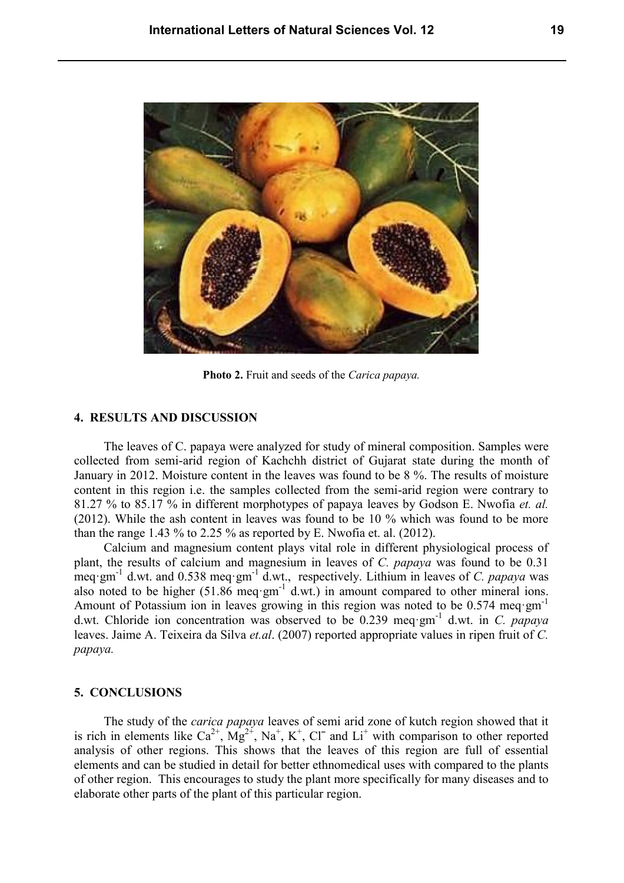**Photo 2.** Fruit and seeds of the *Carica papaya.*

## 4. RESULTS AND DISCUSSION

The leaves of C. papaya were analyzed for study of mineral composition. Samples were collected from semi-arid region of Kachchh district of Gujarat state during the month of January in 2012. Moisture content in the leaves was found to be 8 %. The results of moisture content in this region i.e. the samples collected from the semi-arid region were contrary to 81.27 % to 85.17 % in different morphotypes of papaya leaves by Godson E. Nwofia *et. al.* (2012). While the ash content in leaves was found to be 10 % which was found to be more than the range 1.43 % to 2.25 % as reported by E. Nwofia et. al. (2012).

Calcium and magnesium content plays vital role in different physiological process of plant, the results of calcium and magnesium in leaves of *C. papaya* was found to be 0.31 $meq \cdot gm^{-1}$ d.wt. and 0.538 $meq \cdot gm^{-1}$ d.wt., respectively. Lithium in leaves of *C. papaya* was also noted to be higher (51.86 $meq \cdot gm^{-1}$ d.wt.) in amount compared to other mineral ions. Amount of Potassium ion in leaves growing in this region was noted to be 0.574 $meq \cdot gm^{-1}$ d.wt. Chloride ion concentration was observed to be 0.239 $meq \cdot gm^{-1}$ d.wt. in *C. papaya* leaves. Jaime A. Teixeira da Silva *et.al*. (2007) reported appropriate values in ripen fruit of *C. papaya.*

## 5. CONCLUSIONS

The study of the *carica papaya* leaves of semi arid zone of kutch region showed that it is rich in elements like $Ca^{2+}$, $Mg^{2+}$, $Na^{+}$, $K^{+}$, $Cl^{-}$ and $Li^{+}$ with comparison to other reported analysis of other regions. This shows that the leaves of this region are full of essential elements and can be studied in detail for better ethnomedical uses with compared to the plants of other region. This encourages to study the plant more specifically for many diseases and to elaborate other parts of the plant of this particular region.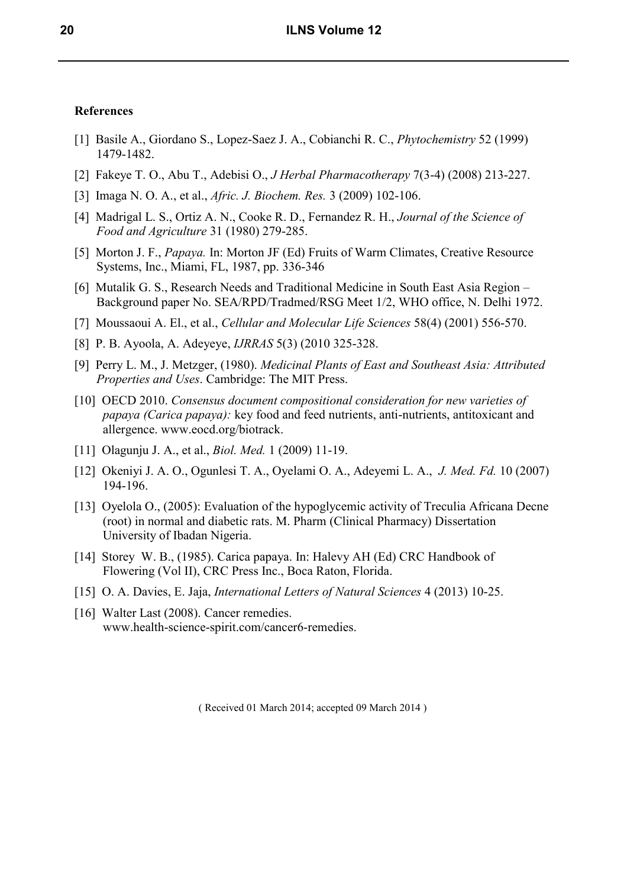**References**

[1] Basile A., Giordano S., Lopez-Saez J. A., Cobianchi R. C., *Phytochemistry* 52 (1999) 1479-1482.

[2] Fakeye T. O., Abu T., Adebisi O., *J Herbal Pharmacotherapy* 7(3-4) (2008) 213-227.

[3] Imaga N. O. A., et al., *Afric. J. Biochem. Res.* 3 (2009) 102-106.

[4] Madrigal L. S., Ortiz A. N., Cooke R. D., Fernandez R. H., *Journal of the Science of Food and Agriculture* 31 (1980) 279-285.

[5] Morton J. F., *Papaya.* In: Morton JF (Ed) Fruits of Warm Climates, Creative Resource Systems, Inc., Miami, FL, 1987, pp. 336-346

[6] Mutalik G. S., Research Needs and Traditional Medicine in South East Asia Region – Background paper No. SEA/RPD/Tradmed/RSG Meet 1/2, WHO office, N. Delhi 1972.

[7] Moussaoui A. El., et al., *Cellular and Molecular Life Sciences* 58(4) (2001) 556-570.

[8] P. B. Ayoola, A. Adeyeye, *IJRRAS* 5(3) (2010 325-328.

[9] Perry L. M., J. Metzger, (1980). *Medicinal Plants of East and Southeast Asia: Attributed Properties and Uses*. Cambridge: The MIT Press.

[10] OECD 2010. *Consensus document compositional consideration for new varieties of papaya (Carica papaya):* key food and feed nutrients, anti-nutrients, antitoxicant and allergence. www.eocd.org/biotrack.

[11] Olagunju J. A., et al., *Biol. Med.* 1 (2009) 11-19.

[12] Okeniyi J. A. O., Ogunlesi T. A., Oyelami O. A., Adeyemi L. A., *J. Med. Fd.* 10 (2007) 194-196.

[13] Oyelola O., (2005): Evaluation of the hypoglycemic activity of Treculia Africana Decne (root) in normal and diabetic rats. M. Pharm (Clinical Pharmacy) Dissertation University of Ibadan Nigeria.

[14] Storey W. B., (1985). Carica papaya. In: Halevy AH (Ed) CRC Handbook of Flowering (Vol II), CRC Press Inc., Boca Raton, Florida.

[15] O. A. Davies, E. Jaja, *International Letters of Natural Sciences* 4 (2013) 10-25.

[16] Walter Last (2008). Cancer remedies. www.health-science-spirit.com/cancer6-remedies.

( Received 01 March 2014; accepted 09 March 2014 )